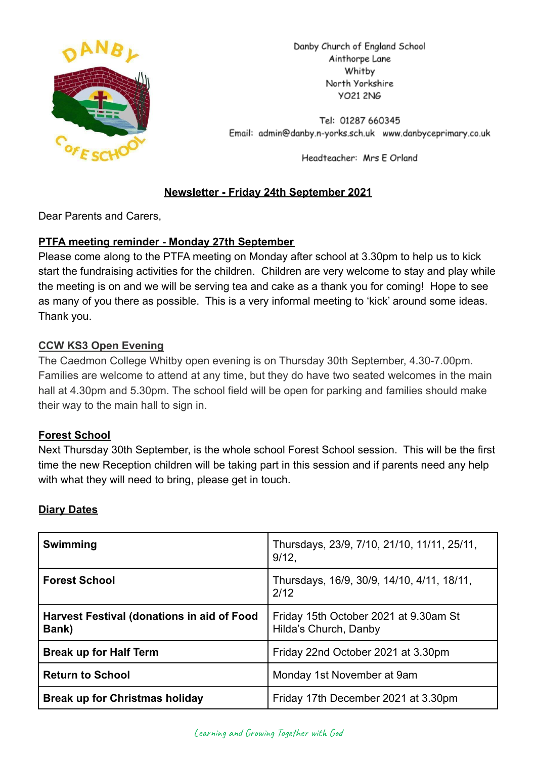Danby Church of England School
Ainthorpe Lane
Whitby
North Yorkshire
YO21 2NG

Tel: 01287 660345
Email: admin@danby.n-yorks.sch.uk www.danbyceprimary.co.uk

Headteacher: Mrs E Orland

## Newsletter - Friday 24th September 2021

Dear Parents and Carers,

### PTFA meeting reminder - Monday 27th September

Please come along to the PTFA meeting on Monday after school at 3.30pm to help us to kick start the fundraising activities for the children. Children are very welcome to stay and play while the meeting is on and we will be serving tea and cake as a thank you for coming! Hope to see as many of you there as possible. This is a very informal meeting to 'kick' around some ideas. Thank you.

### CCW KS3 Open Evening

The Caedmon College Whitby open evening is on Thursday 30th September, 4.30-7.00pm. Families are welcome to attend at any time, but they do have two seated welcomes in the main hall at 4.30pm and 5.30pm. The school field will be open for parking and families should make their way to the main hall to sign in.

### Forest School

Next Thursday 30th September, is the whole school Forest School session. This will be the first time the new Reception children will be taking part in this session and if parents need any help with what they will need to bring, please get in touch.

### Diary Dates

| | |
|---|---|
| **Swimming** | Thursdays, 23/9, 7/10, 21/10, 11/11, 25/11, 9/12, |
| **Forest School** | Thursdays, 16/9, 30/9, 14/10, 4/11, 18/11, 2/12 |
| **Harvest Festival (donations in aid of Food Bank)** | Friday 15th October 2021 at 9.30am St Hilda's Church, Danby |
| **Break up for Half Term** | Friday 22nd October 2021 at 3.30pm |
| **Return to School** | Monday 1st November at 9am |
| **Break up for Christmas holiday** | Friday 17th December 2021 at 3.30pm |

*Learning and Growing Together with God*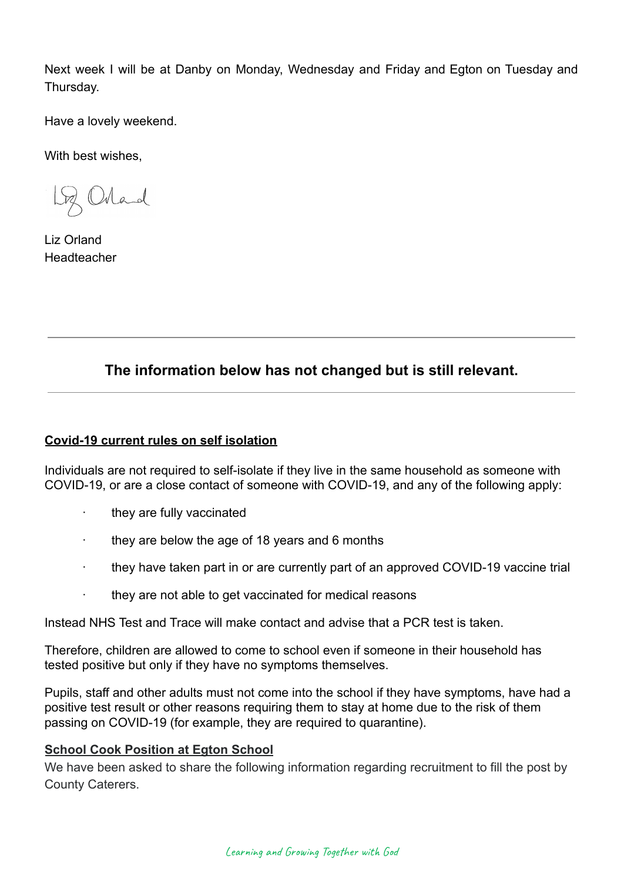Next week I will be at Danby on Monday, Wednesday and Friday and Egton on Tuesday and Thursday.

Have a lovely weekend.

With best wishes,

Liz Orland
Headteacher

---

### The information below has not changed but is still relevant.

---

**Covid-19 current rules on self isolation**

Individuals are not required to self-isolate if they live in the same household as someone with COVID-19, or are a close contact of someone with COVID-19, and any of the following apply:

- they are fully vaccinated
- they are below the age of 18 years and 6 months
- they have taken part in or are currently part of an approved COVID-19 vaccine trial
- they are not able to get vaccinated for medical reasons

Instead NHS Test and Trace will make contact and advise that a PCR test is taken.

Therefore, children are allowed to come to school even if someone in their household has tested positive but only if they have no symptoms themselves.

Pupils, staff and other adults must not come into the school if they have symptoms, have had a positive test result or other reasons requiring them to stay at home due to the risk of them passing on COVID-19 (for example, they are required to quarantine).

**School Cook Position at Egton School**

We have been asked to share the following information regarding recruitment to fill the post by County Caterers.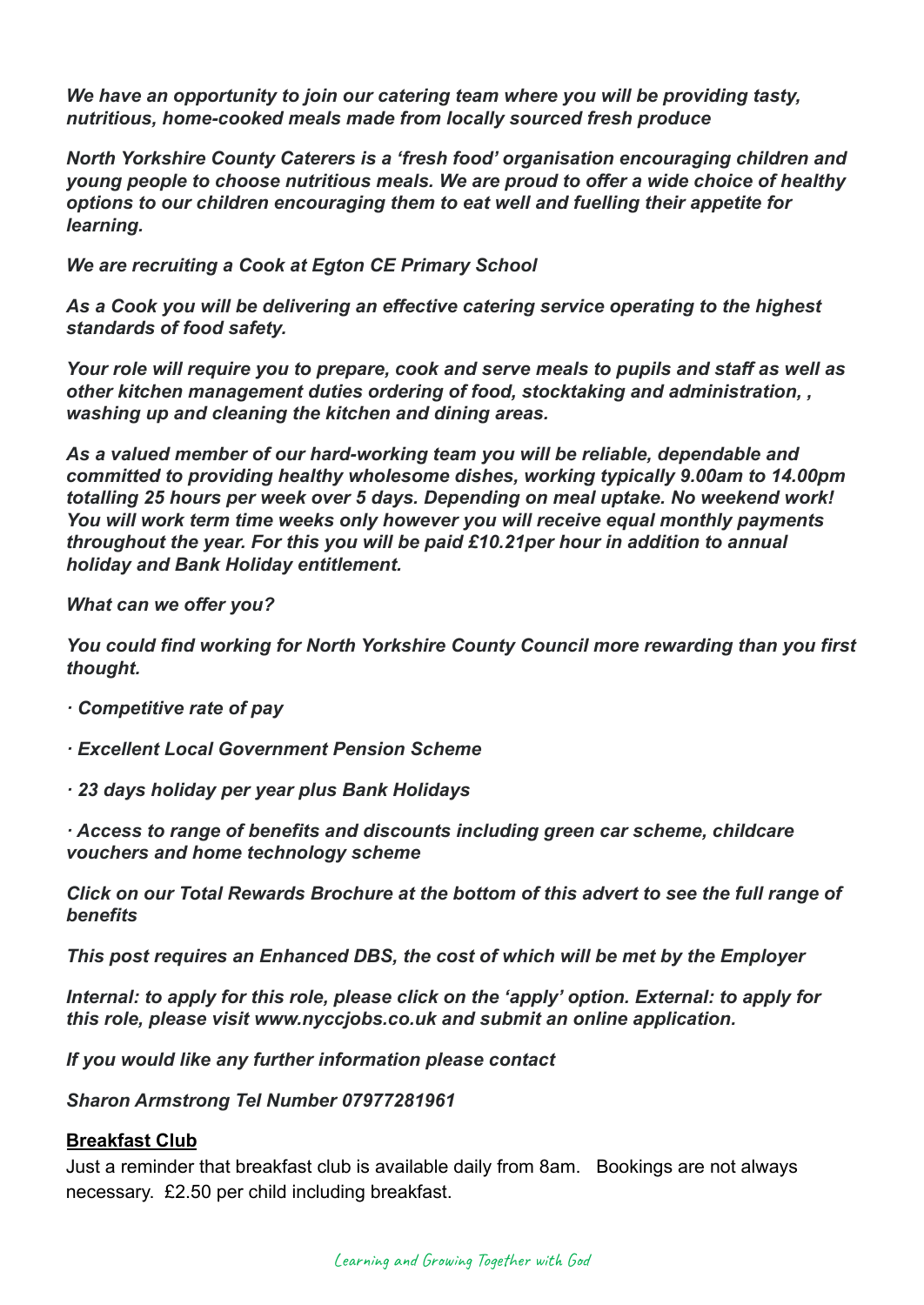*We have an opportunity to join our catering team where you will be providing tasty, nutritious, home-cooked meals made from locally sourced fresh produce*

*North Yorkshire County Caterers is a 'fresh food' organisation encouraging children and young people to choose nutritious meals. We are proud to offer a wide choice of healthy options to our children encouraging them to eat well and fuelling their appetite for learning.*

*We are recruiting a Cook at Egton CE Primary School*

*As a Cook you will be delivering an effective catering service operating to the highest standards of food safety.*

*Your role will require you to prepare, cook and serve meals to pupils and staff as well as other kitchen management duties ordering of food, stocktaking and administration, , washing up and cleaning the kitchen and dining areas.*

*As a valued member of our hard-working team you will be reliable, dependable and committed to providing healthy wholesome dishes, working typically 9.00am to 14.00pm totalling 25 hours per week over 5 days. Depending on meal uptake. No weekend work! You will work term time weeks only however you will receive equal monthly payments throughout the year. For this you will be paid £10.21per hour in addition to annual holiday and Bank Holiday entitlement.*

*What can we offer you?*

*You could find working for North Yorkshire County Council more rewarding than you first thought.*

*· Competitive rate of pay*

*· Excellent Local Government Pension Scheme*

*· 23 days holiday per year plus Bank Holidays*

*· Access to range of benefits and discounts including green car scheme, childcare vouchers and home technology scheme*

*Click on our Total Rewards Brochure at the bottom of this advert to see the full range of benefits*

*This post requires an Enhanced DBS, the cost of which will be met by the Employer*

*Internal: to apply for this role, please click on the 'apply' option. External: to apply for this role, please visit www.nyccjobs.co.uk and submit an online application.*

*If you would like any further information please contact*

*Sharon Armstrong Tel Number 07977281961*

## Breakfast Club

Just a reminder that breakfast club is available daily from 8am. Bookings are not always necessary. £2.50 per child including breakfast.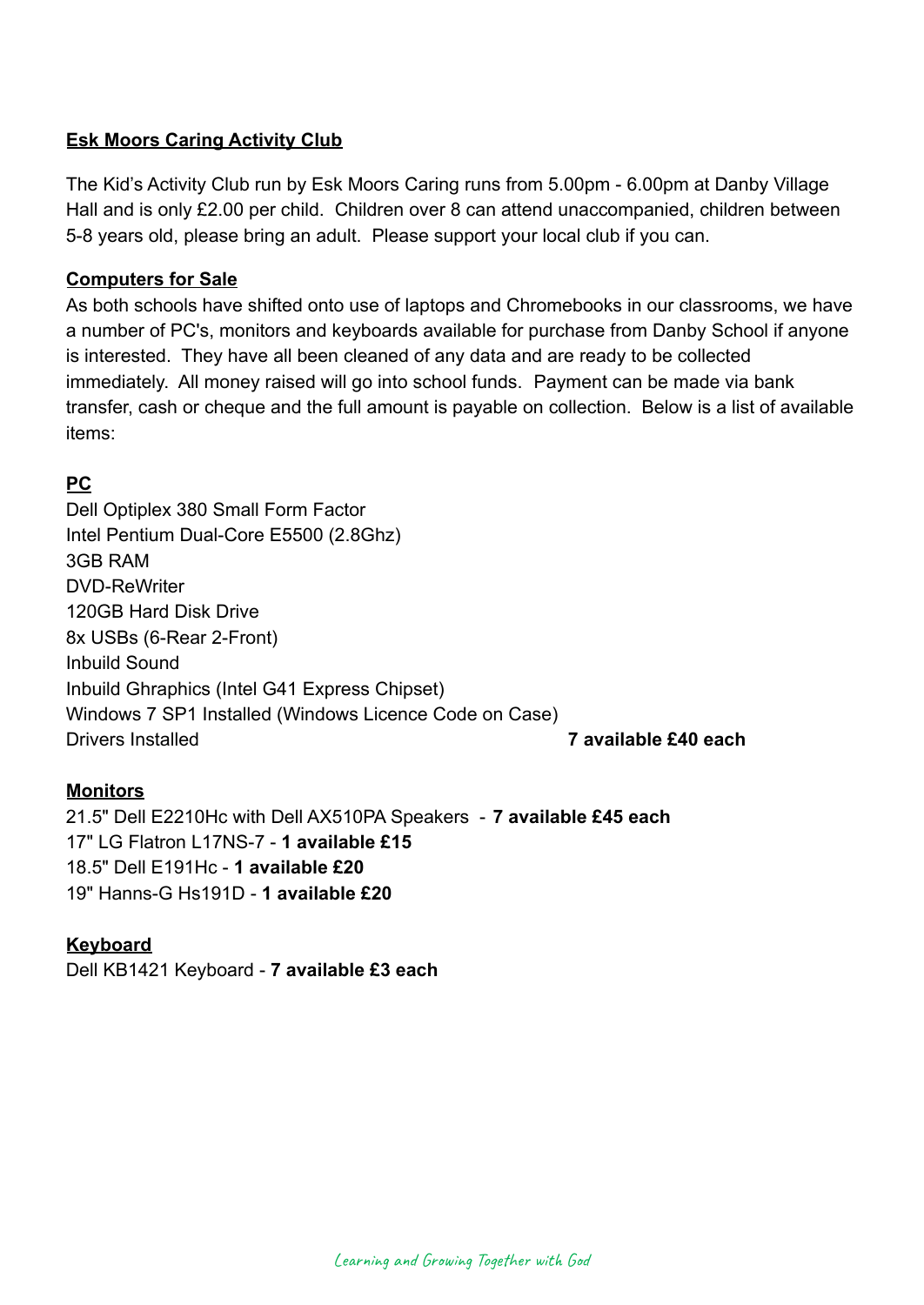**Esk Moors Caring Activity Club**

The Kid's Activity Club run by Esk Moors Caring runs from 5.00pm - 6.00pm at Danby Village Hall and is only £2.00 per child. Children over 8 can attend unaccompanied, children between 5-8 years old, please bring an adult. Please support your local club if you can.

**Computers for Sale**

As both schools have shifted onto use of laptops and Chromebooks in our classrooms, we have a number of PC's, monitors and keyboards available for purchase from Danby School if anyone is interested. They have all been cleaned of any data and are ready to be collected immediately. All money raised will go into school funds. Payment can be made via bank transfer, cash or cheque and the full amount is payable on collection. Below is a list of available items:

**PC**

Dell Optiplex 380 Small Form Factor
Intel Pentium Dual-Core E5500 (2.8Ghz)
3GB RAM
DVD-ReWriter
120GB Hard Disk Drive
8x USBs (6-Rear 2-Front)
Inbuild Sound
Inbuild Ghraphics (Intel G41 Express Chipset)
Windows 7 SP1 Installed (Windows Licence Code on Case)
Drivers Installed **7 available £40 each**

**Monitors**

21.5" Dell E2210Hc with Dell AX510PA Speakers - **7 available £45 each**
17" LG Flatron L17NS-7 - **1 available £15**
18.5" Dell E191Hc - **1 available £20**
19" Hanns-G Hs191D - **1 available £20**

**Keyboard**

Dell KB1421 Keyboard - **7 available £3 each**